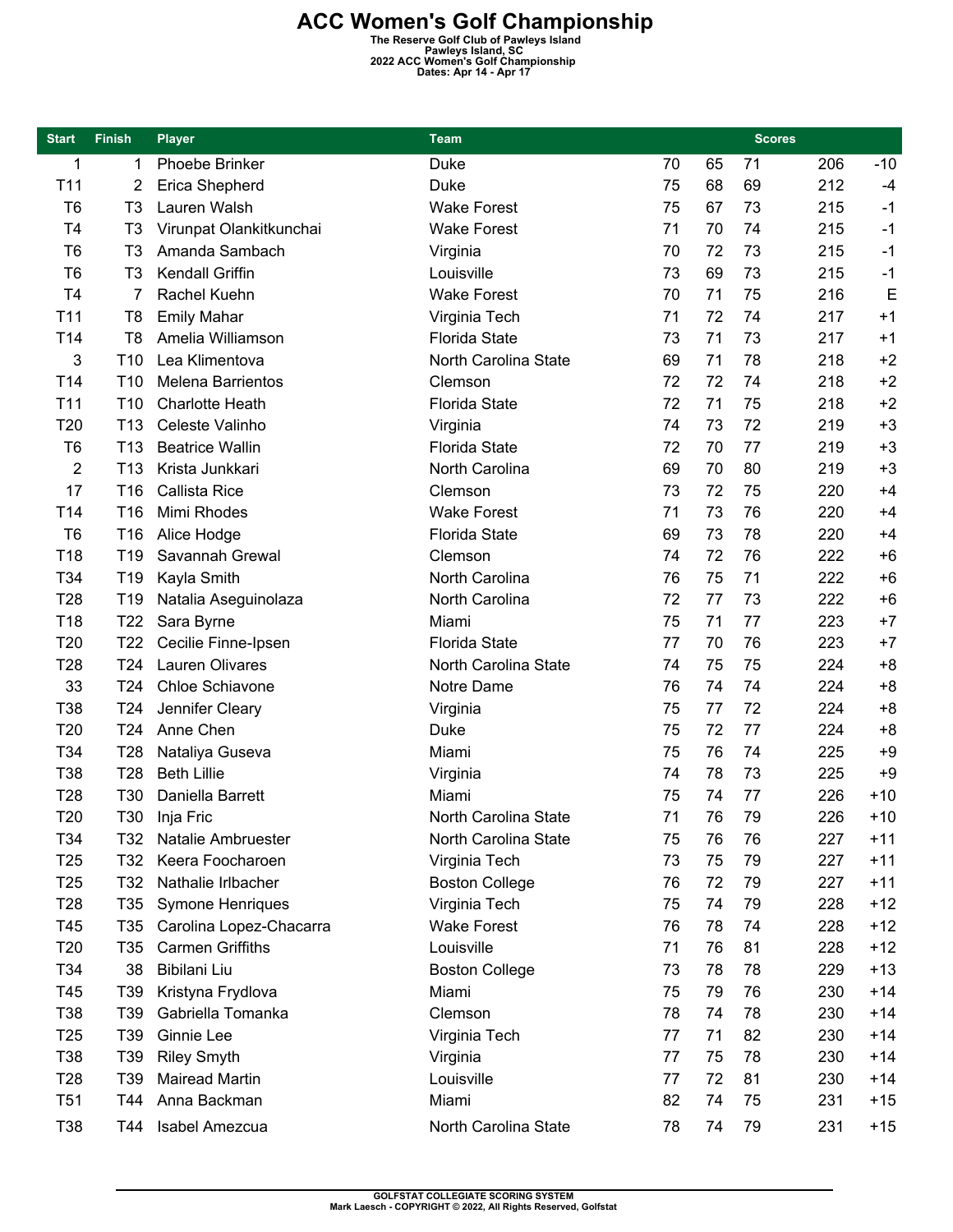# ACC Women's Golf Championship

The Reserve Golf Club of Pawleys Island
Pawleys Island, SC
2022 ACC Women's Golf Championship
Dates: Apr 14 - Apr 17

| Start | Finish | Player | Team | Scores | | | | |
|---|---|---|---|---|---|---|---|---|
| 1 | 1 | Phoebe Brinker | Duke | 70 | 65 | 71 | 206 | -10 |
| T11 | 2 | Erica Shepherd | Duke | 75 | 68 | 69 | 212 | -4 |
| T6 | T3 | Lauren Walsh | Wake Forest | 75 | 67 | 73 | 215 | -1 |
| T4 | T3 | Virunpat Olankitkunchai | Wake Forest | 71 | 70 | 74 | 215 | -1 |
| T6 | T3 | Amanda Sambach | Virginia | 70 | 72 | 73 | 215 | -1 |
| T6 | T3 | Kendall Griffin | Louisville | 73 | 69 | 73 | 215 | -1 |
| T4 | 7 | Rachel Kuehn | Wake Forest | 70 | 71 | 75 | 216 | E |
| T11 | T8 | Emily Mahar | Virginia Tech | 71 | 72 | 74 | 217 | +1 |
| T14 | T8 | Amelia Williamson | Florida State | 73 | 71 | 73 | 217 | +1 |
| 3 | T10 | Lea Klimentova | North Carolina State | 69 | 71 | 78 | 218 | +2 |
| T14 | T10 | Melena Barrientos | Clemson | 72 | 72 | 74 | 218 | +2 |
| T11 | T10 | Charlotte Heath | Florida State | 72 | 71 | 75 | 218 | +2 |
| T20 | T13 | Celeste Valinho | Virginia | 74 | 73 | 72 | 219 | +3 |
| T6 | T13 | Beatrice Wallin | Florida State | 72 | 70 | 77 | 219 | +3 |
| 2 | T13 | Krista Junkkari | North Carolina | 69 | 70 | 80 | 219 | +3 |
| 17 | T16 | Callista Rice | Clemson | 73 | 72 | 75 | 220 | +4 |
| T14 | T16 | Mimi Rhodes | Wake Forest | 71 | 73 | 76 | 220 | +4 |
| T6 | T16 | Alice Hodge | Florida State | 69 | 73 | 78 | 220 | +4 |
| T18 | T19 | Savannah Grewal | Clemson | 74 | 72 | 76 | 222 | +6 |
| T34 | T19 | Kayla Smith | North Carolina | 76 | 75 | 71 | 222 | +6 |
| T28 | T19 | Natalia Aseguinolaza | North Carolina | 72 | 77 | 73 | 222 | +6 |
| T18 | T22 | Sara Byrne | Miami | 75 | 71 | 77 | 223 | +7 |
| T20 | T22 | Cecilie Finne-Ipsen | Florida State | 77 | 70 | 76 | 223 | +7 |
| T28 | T24 | Lauren Olivares | North Carolina State | 74 | 75 | 75 | 224 | +8 |
| 33 | T24 | Chloe Schiavone | Notre Dame | 76 | 74 | 74 | 224 | +8 |
| T38 | T24 | Jennifer Cleary | Virginia | 75 | 77 | 72 | 224 | +8 |
| T20 | T24 | Anne Chen | Duke | 75 | 72 | 77 | 224 | +8 |
| T34 | T28 | Nataliya Guseva | Miami | 75 | 76 | 74 | 225 | +9 |
| T38 | T28 | Beth Lillie | Virginia | 74 | 78 | 73 | 225 | +9 |
| T28 | T30 | Daniella Barrett | Miami | 75 | 74 | 77 | 226 | +10 |
| T20 | T30 | Inja Fric | North Carolina State | 71 | 76 | 79 | 226 | +10 |
| T34 | T32 | Natalie Ambruester | North Carolina State | 75 | 76 | 76 | 227 | +11 |
| T25 | T32 | Keera Foocharoen | Virginia Tech | 73 | 75 | 79 | 227 | +11 |
| T25 | T32 | Nathalie Irlbacher | Boston College | 76 | 72 | 79 | 227 | +11 |
| T28 | T35 | Symone Henriques | Virginia Tech | 75 | 74 | 79 | 228 | +12 |
| T45 | T35 | Carolina Lopez-Chacarra | Wake Forest | 76 | 78 | 74 | 228 | +12 |
| T20 | T35 | Carmen Griffiths | Louisville | 71 | 76 | 81 | 228 | +12 |
| T34 | 38 | Bibilani Liu | Boston College | 73 | 78 | 78 | 229 | +13 |
| T45 | T39 | Kristyna Frydlova | Miami | 75 | 79 | 76 | 230 | +14 |
| T38 | T39 | Gabriella Tomanka | Clemson | 78 | 74 | 78 | 230 | +14 |
| T25 | T39 | Ginnie Lee | Virginia Tech | 77 | 71 | 82 | 230 | +14 |
| T38 | T39 | Riley Smyth | Virginia | 77 | 75 | 78 | 230 | +14 |
| T28 | T39 | Mairead Martin | Louisville | 77 | 72 | 81 | 230 | +14 |
| T51 | T44 | Anna Backman | Miami | 82 | 74 | 75 | 231 | +15 |
| T38 | T44 | Isabel Amezcua | North Carolina State | 78 | 74 | 79 | 231 | +15 |

GOLFSTAT COLLEGIATE SCORING SYSTEM
Mark Laesch - COPYRIGHT © 2022, All Rights Reserved, Golfstat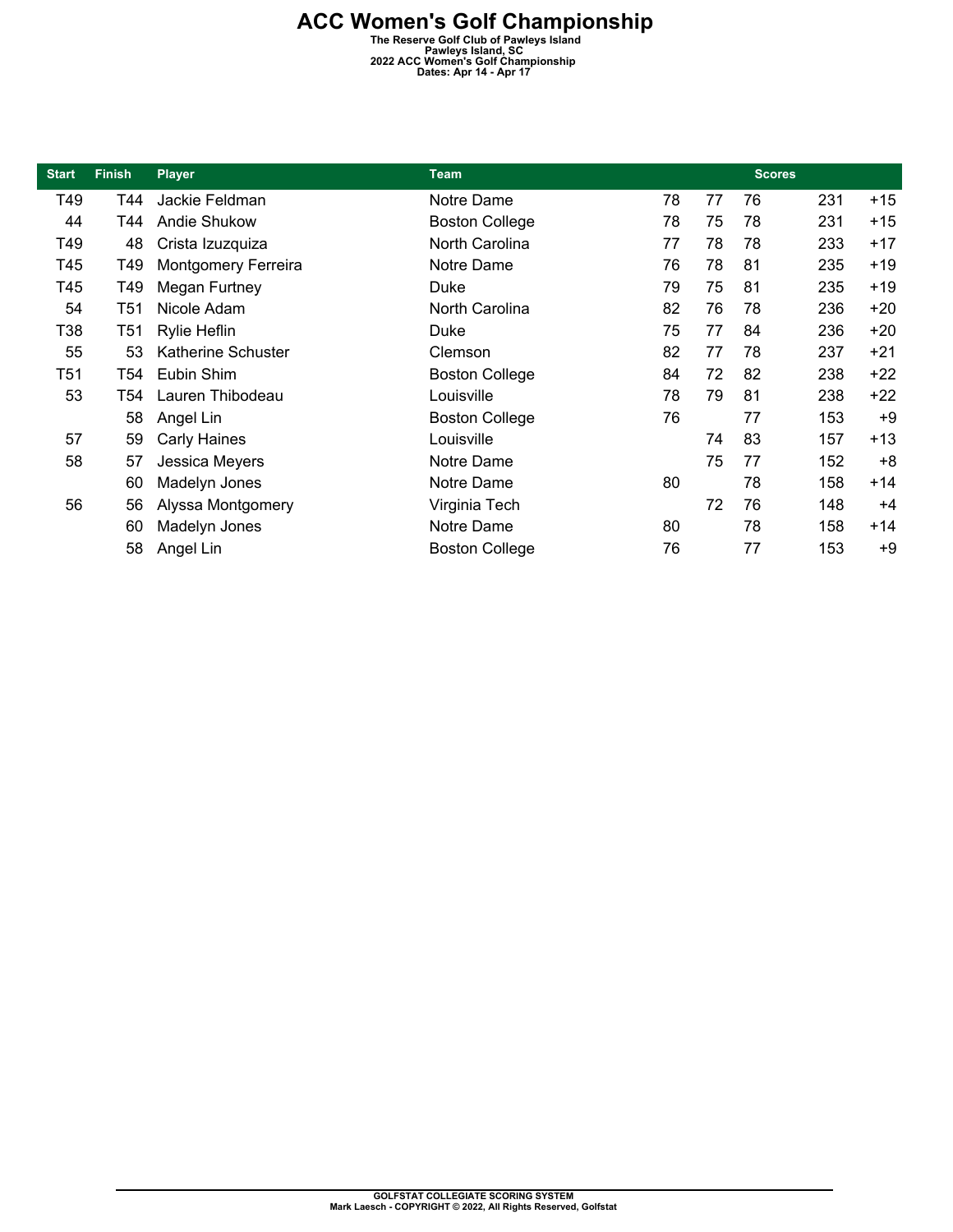# ACC Women's Golf Championship

**The Reserve Golf Club of Pawleys Island**
**Pawleys Island, SC**
**2022 ACC Women's Golf Championship**
**Dates: Apr 14 - Apr 17**

| Start | Finish | Player | Team | Scores | | | | |
|---|---|---|---|---|---|---|---|---|
| T49 | T44 | Jackie Feldman | Notre Dame | 78 | 77 | 76 | 231 | +15 |
| 44 | T44 | Andie Shukow | Boston College | 78 | 75 | 78 | 231 | +15 |
| T49 | 48 | Crista Izuzquiza | North Carolina | 77 | 78 | 78 | 233 | +17 |
| T45 | T49 | Montgomery Ferreira | Notre Dame | 76 | 78 | 81 | 235 | +19 |
| T45 | T49 | Megan Furtney | Duke | 79 | 75 | 81 | 235 | +19 |
| 54 | T51 | Nicole Adam | North Carolina | 82 | 76 | 78 | 236 | +20 |
| T38 | T51 | Rylie Heflin | Duke | 75 | 77 | 84 | 236 | +20 |
| 55 | 53 | Katherine Schuster | Clemson | 82 | 77 | 78 | 237 | +21 |
| T51 | T54 | Eubin Shim | Boston College | 84 | 72 | 82 | 238 | +22 |
| 53 | T54 | Lauren Thibodeau | Louisville | 78 | 79 | 81 | 238 | +22 |
| | 58 | Angel Lin | Boston College | 76 | | 77 | 153 | +9 |
| 57 | 59 | Carly Haines | Louisville | | 74 | 83 | 157 | +13 |
| 58 | 57 | Jessica Meyers | Notre Dame | | 75 | 77 | 152 | +8 |
| | 60 | Madelyn Jones | Notre Dame | 80 | | 78 | 158 | +14 |
| 56 | 56 | Alyssa Montgomery | Virginia Tech | | 72 | 76 | 148 | +4 |
| | 60 | Madelyn Jones | Notre Dame | 80 | | 78 | 158 | +14 |
| | 58 | Angel Lin | Boston College | 76 | | 77 | 153 | +9 |

GOLFSTAT COLLEGIATE SCORING SYSTEM
Mark Laesch - COPYRIGHT © 2022, All Rights Reserved, Golfstat